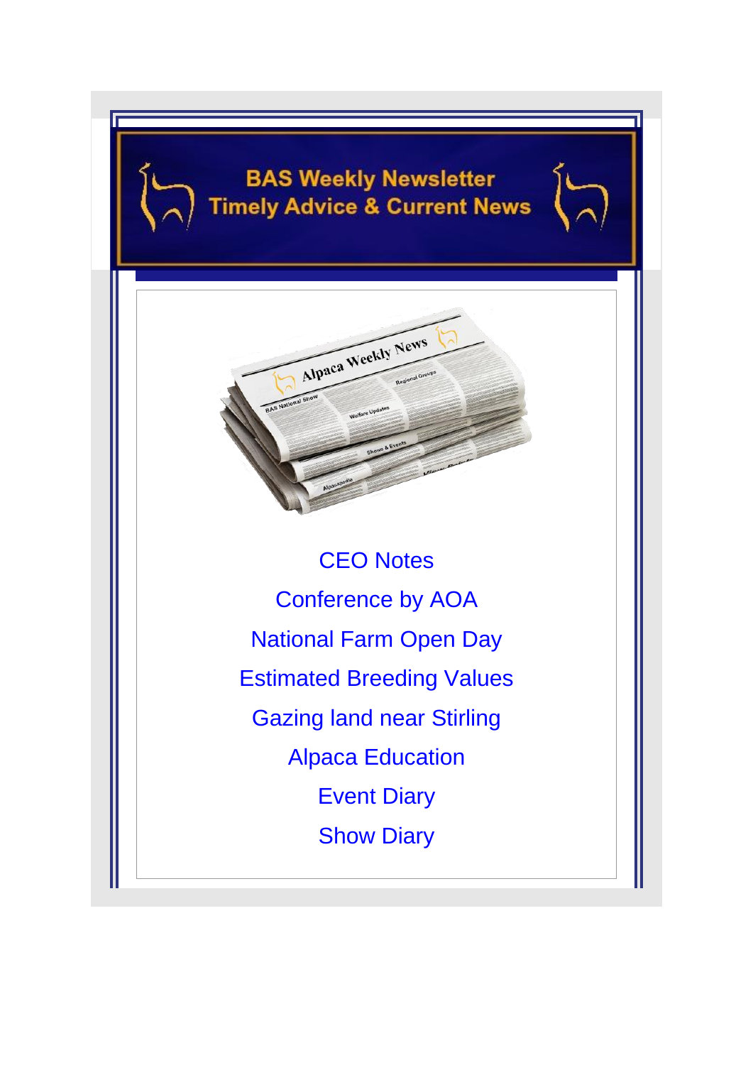# BAS Weekly Newsletter
## Timely Advice & Current News

CEO Notes

Conference by AOA

National Farm Open Day

Estimated Breeding Values

Gazing land near Stirling

Alpaca Education

Event Diary

Show Diary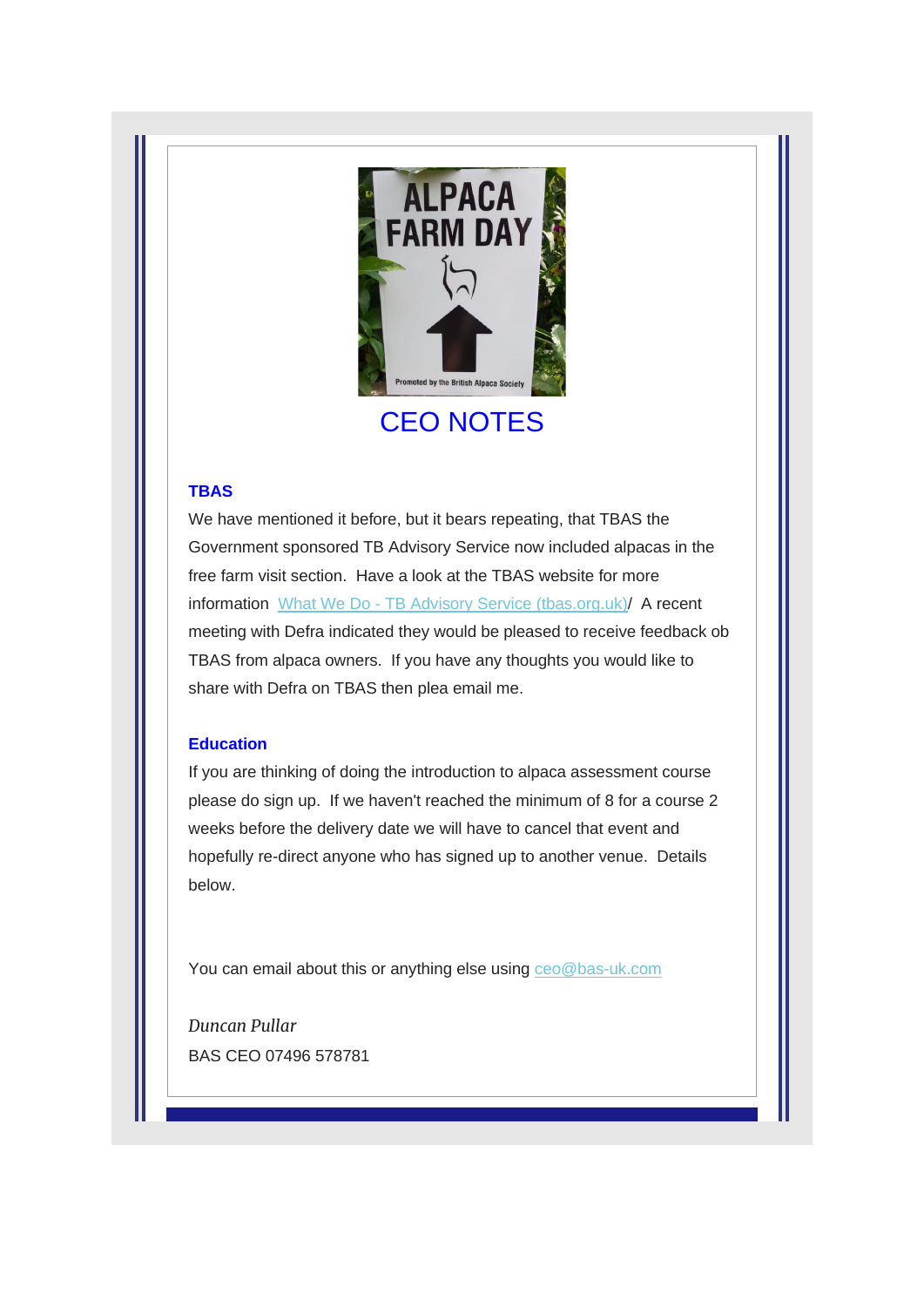# CEO NOTES

### TBAS

We have mentioned it before, but it bears repeating, that TBAS the Government sponsored TB Advisory Service now included alpacas in the free farm visit section. Have a look at the TBAS website for more information [What We Do - TB Advisory Service (tbas.org.uk)](tbas.org.uk)/ A recent meeting with Defra indicated they would be pleased to receive feedback ob TBAS from alpaca owners. If you have any thoughts you would like to share with Defra on TBAS then plea email me.

### Education

If you are thinking of doing the introduction to alpaca assessment course please do sign up. If we haven't reached the minimum of 8 for a course 2 weeks before the delivery date we will have to cancel that event and hopefully re-direct anyone who has signed up to another venue. Details below.

You can email about this or anything else using ceo@bas-uk.com

*Duncan Pullar*

BAS CEO 07496 578781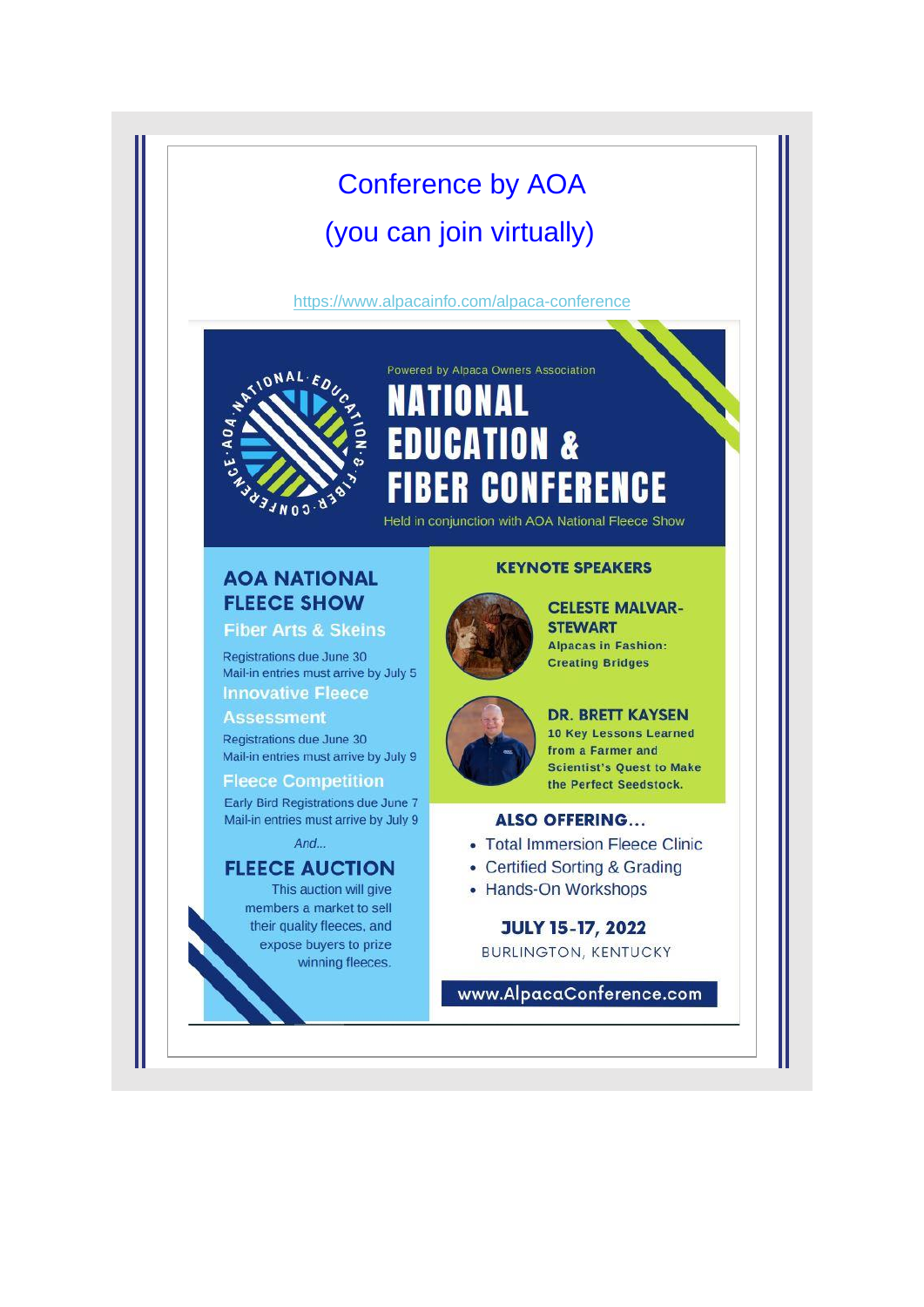# Conference by AOA

## (you can join virtually)

https://www.alpacainfo.com/alpaca-conference

NATIONAL · EDUCATION · & · FIBER · CONFERENCE · AOA ·

Powered by Alpaca Owners Association

# NATIONAL EDUCATION & FIBER CONFERENCE

Held in conjunction with AOA National Fleece Show

## AOA NATIONAL FLEECE SHOW

### Fiber Arts & Skeins

Registrations due June 30
Mail-in entries must arrive by July 5

### Innovative Fleece Assessment

Registrations due June 30
Mail-in entries must arrive by July 9

### Fleece Competition

Early Bird Registrations due June 7
Mail-in entries must arrive by July 9

*And...*

## FLEECE AUCTION

This auction will give members a market to sell their quality fleeces, and expose buyers to prize winning fleeces.

## KEYNOTE SPEAKERS

**CELESTE MALVAR-STEWART**
Alpacas in Fashion: Creating Bridges

**DR. BRETT KAYSEN**
10 Key Lessons Learned from a Farmer and Scientist's Quest to Make the Perfect Seedstock.

## ALSO OFFERING...

- Total Immersion Fleece Clinic
- Certified Sorting & Grading
- Hands-On Workshops

**JULY 15-17, 2022**

BURLINGTON, KENTUCKY

www.AlpacaConference.com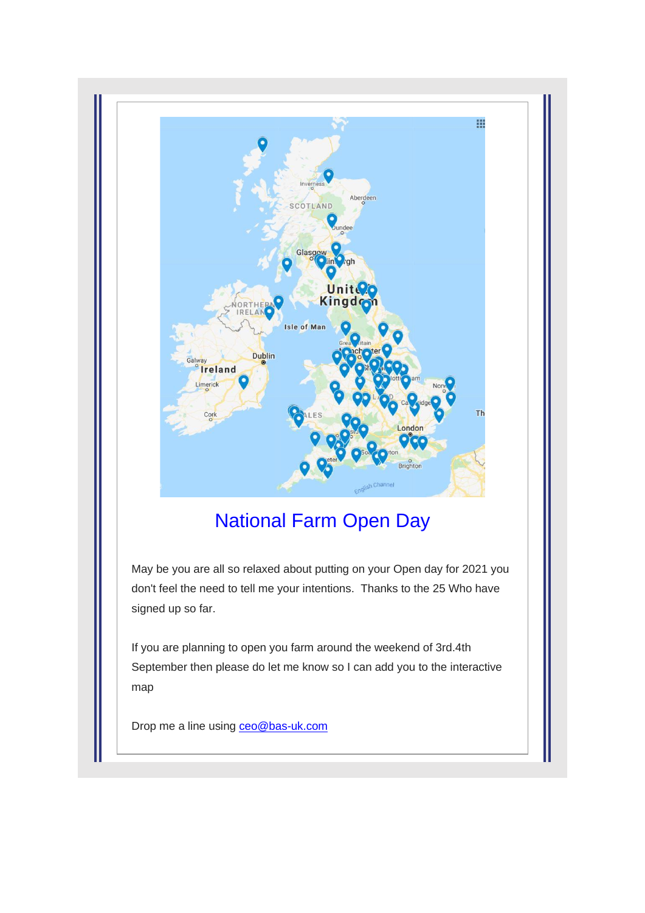## National Farm Open Day

May be you are all so relaxed about putting on your Open day for 2021 you don't feel the need to tell me your intentions.  Thanks to the 25 Who have signed up so far.

If you are planning to open you farm around the weekend of 3rd.4th September then please do let me know so I can add you to the interactive map

Drop me a line using ceo@bas-uk.com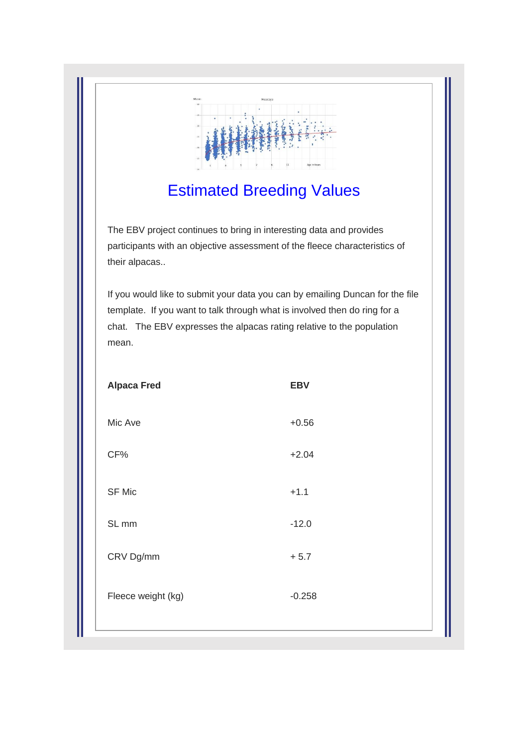# Estimated Breeding Values

The EBV project continues to bring in interesting data and provides participants with an objective assessment of the fleece characteristics of their alpacas..

If you would like to submit your data you can by emailing Duncan for the file template. If you want to talk through what is involved then do ring for a chat. The EBV expresses the alpacas rating relative to the population mean.

| Alpaca Fred | EBV |
|---|---|
| Mic Ave | +0.56 |
| CF% | +2.04 |
| SF Mic | +1.1 |
| SL mm | -12.0 |
| CRV Dg/mm | + 5.7 |
| Fleece weight (kg) | -0.258 |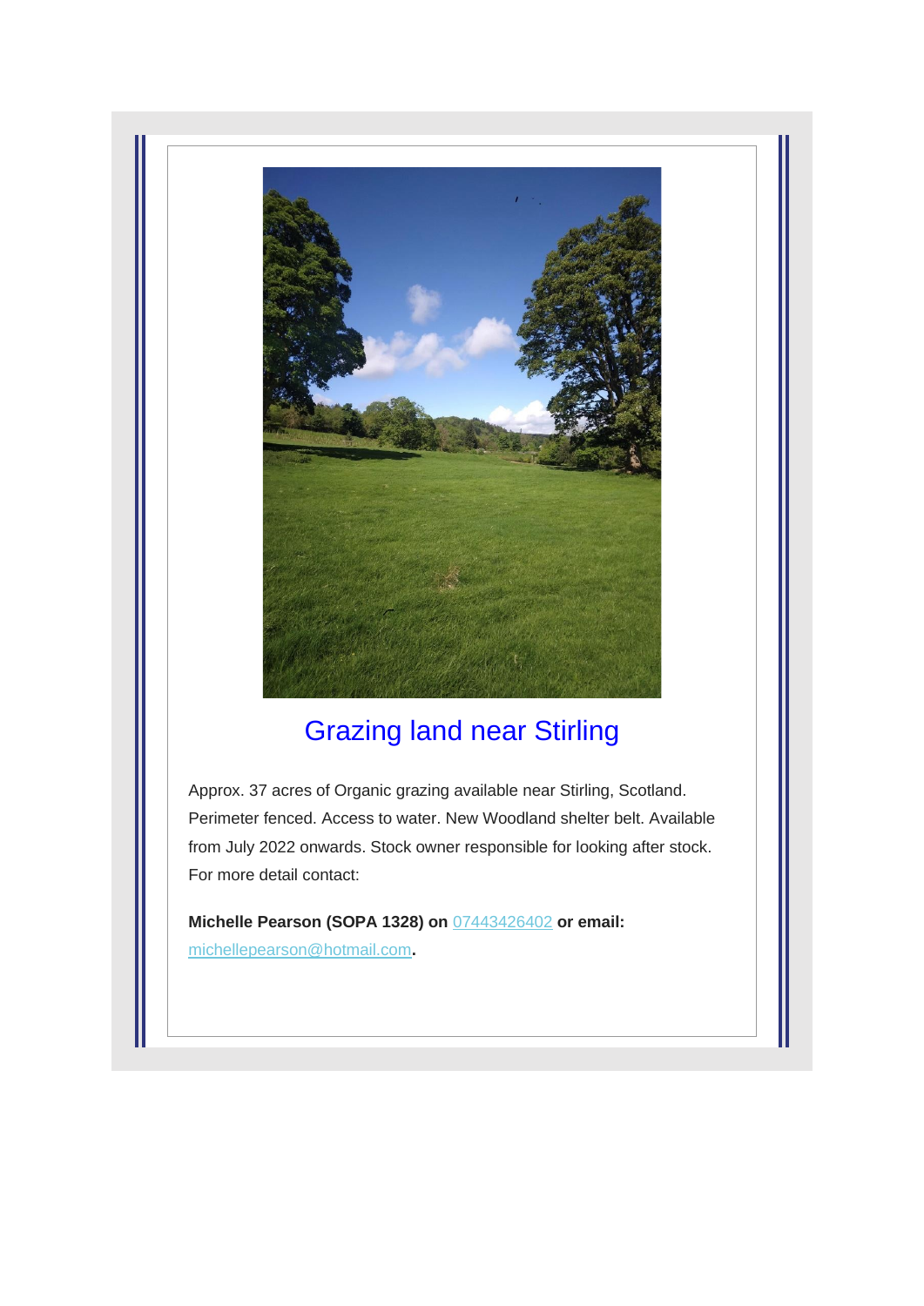## Grazing land near Stirling

Approx. 37 acres of Organic grazing available near Stirling, Scotland. Perimeter fenced. Access to water. New Woodland shelter belt. Available from July 2022 onwards. Stock owner responsible for looking after stock. For more detail contact:

**Michelle Pearson (SOPA 1328) on** 07443426402 **or email:** michellepearson@hotmail.com**.**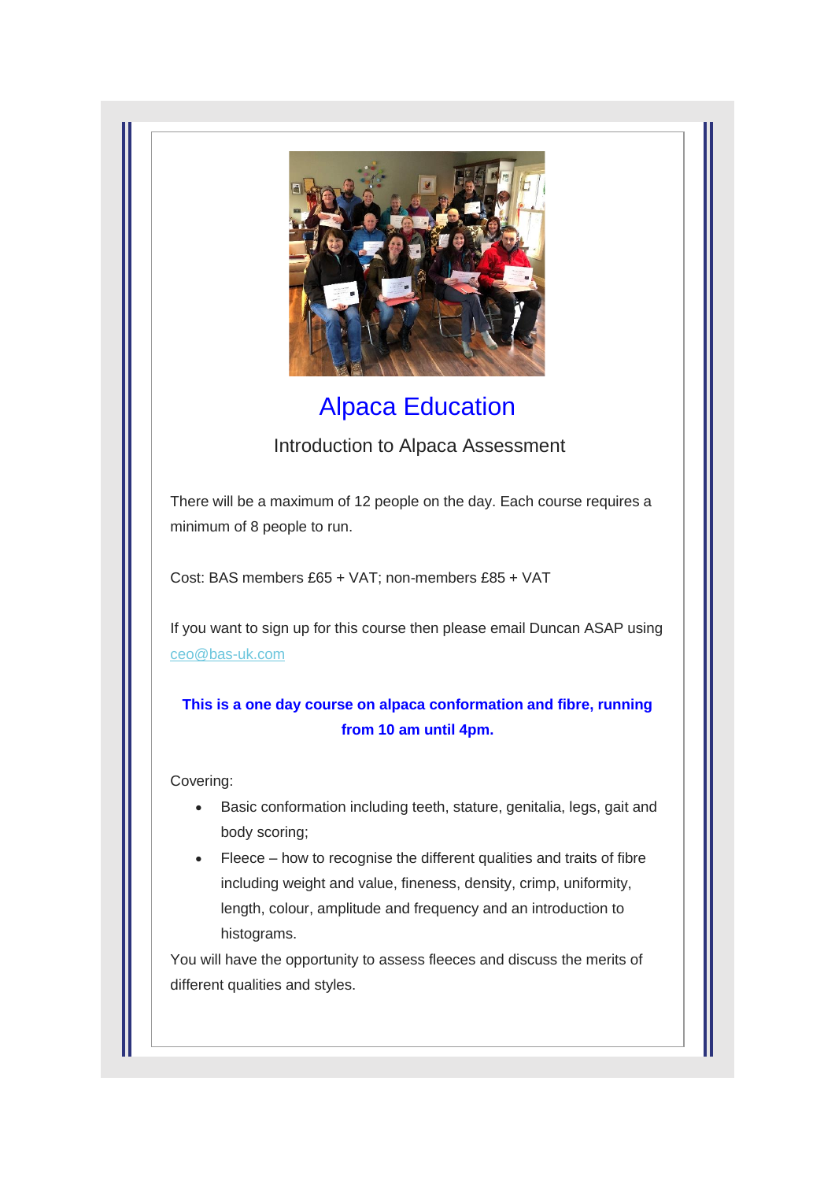# Alpaca Education

## Introduction to Alpaca Assessment

There will be a maximum of 12 people on the day. Each course requires a minimum of 8 people to run.

Cost: BAS members £65 + VAT; non-members £85 + VAT

If you want to sign up for this course then please email Duncan ASAP using ceo@bas-uk.com

**This is a one day course on alpaca conformation and fibre, running from 10 am until 4pm.**

Covering:

- Basic conformation including teeth, stature, genitalia, legs, gait and body scoring;
- Fleece – how to recognise the different qualities and traits of fibre including weight and value, fineness, density, crimp, uniformity, length, colour, amplitude and frequency and an introduction to histograms.

You will have the opportunity to assess fleeces and discuss the merits of different qualities and styles.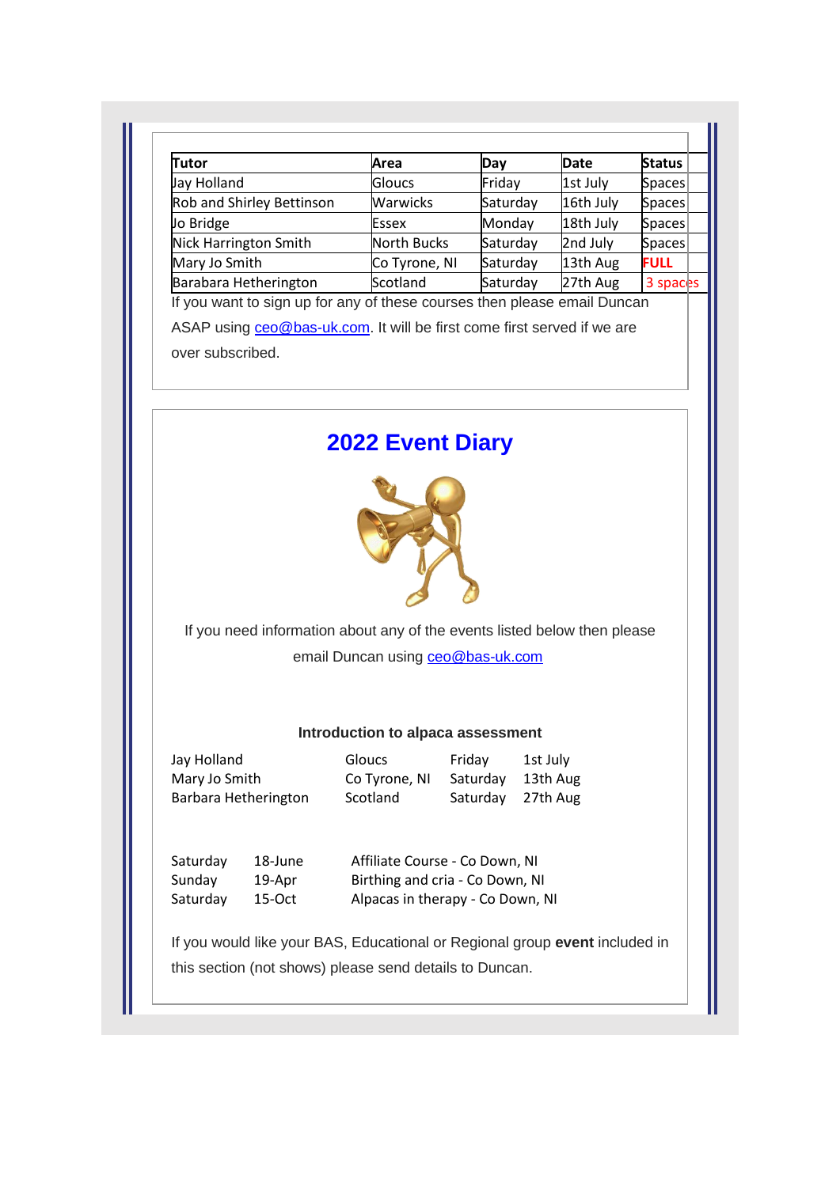| Tutor | Area | Day | Date | Status |
|---|---|---|---|---|
| Jay Holland | Gloucs | Friday | 1st July | Spaces |
| Rob and Shirley Bettinson | Warwicks | Saturday | 16th July | Spaces |
| Jo Bridge | Essex | Monday | 18th July | Spaces |
| Nick Harrington Smith | North Bucks | Saturday | 2nd July | Spaces |
| Mary Jo Smith | Co Tyrone, NI | Saturday | 13th Aug | **FULL** |
| Barabara Hetherington | Scotland | Saturday | 27th Aug | 3 spaces |

If you want to sign up for any of these courses then please email Duncan ASAP using ceo@bas-uk.com. It will be first come first served if we are over subscribed.

## 2022 Event Diary

If you need information about any of the events listed below then please email Duncan using ceo@bas-uk.com

**Introduction to alpaca assessment**

| | | | |
|---|---|---|---|
| Jay Holland | Gloucs | Friday | 1st July |
| Mary Jo Smith | Co Tyrone, NI | Saturday | 13th Aug |
| Barbara Hetherington | Scotland | Saturday | 27th Aug |

| | | |
|---|---|---|
| Saturday | 18-June | Affiliate Course - Co Down, NI |
| Sunday | 19-Apr | Birthing and cria - Co Down, NI |
| Saturday | 15-Oct | Alpacas in therapy - Co Down, NI |

If you would like your BAS, Educational or Regional group **event** included in this section (not shows) please send details to Duncan.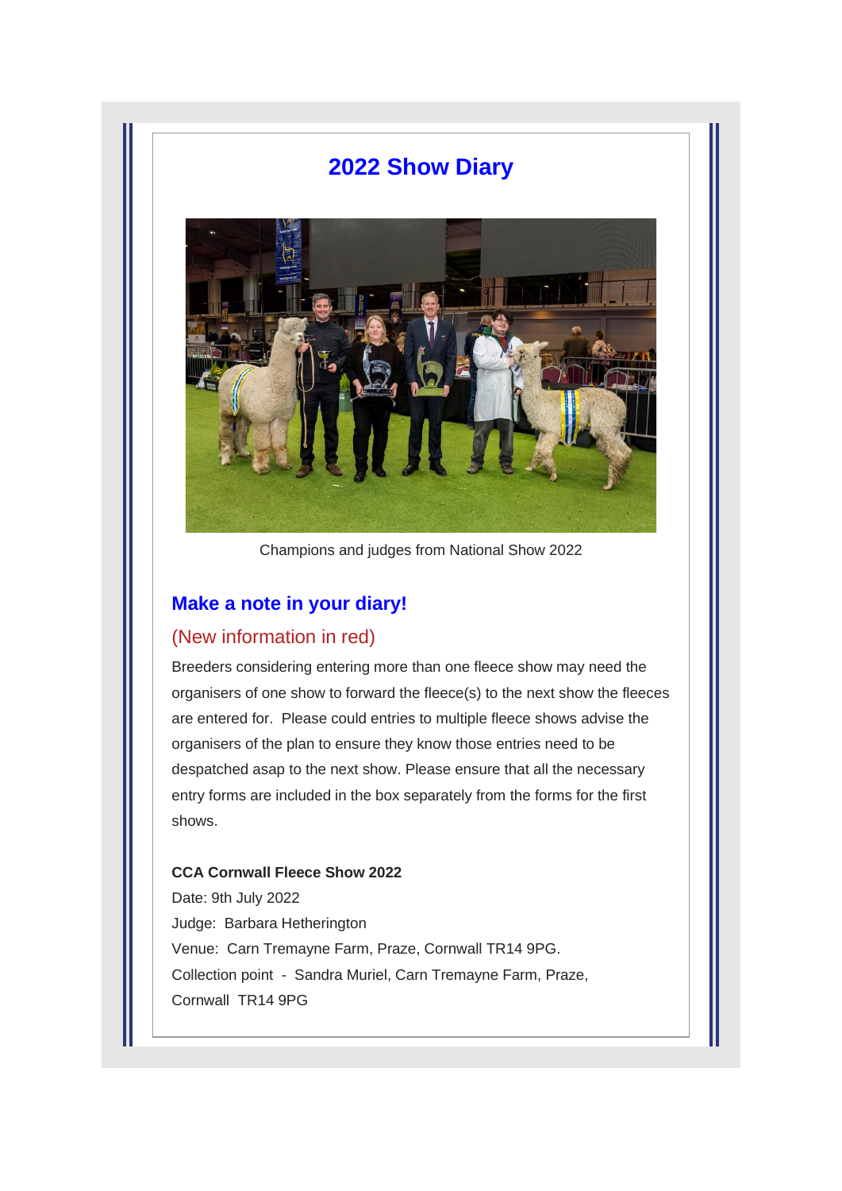## 2022 Show Diary

Champions and judges from National Show 2022

### Make a note in your diary!

(New information in red)

Breeders considering entering more than one fleece show may need the organisers of one show to forward the fleece(s) to the next show the fleeces are entered for. Please could entries to multiple fleece shows advise the organisers of the plan to ensure they know those entries need to be despatched asap to the next show. Please ensure that all the necessary entry forms are included in the box separately from the forms for the first shows.

**CCA Cornwall Fleece Show 2022**
Date: 9th July 2022
Judge: Barbara Hetherington
Venue: Carn Tremayne Farm, Praze, Cornwall TR14 9PG.
Collection point - Sandra Muriel, Carn Tremayne Farm, Praze, Cornwall TR14 9PG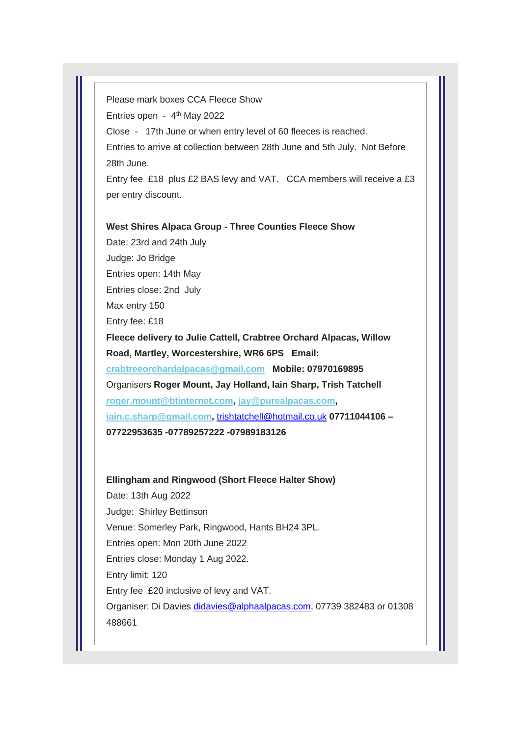Please mark boxes CCA Fleece Show

Entries open - 4th May 2022

Close - 17th June or when entry level of 60 fleeces is reached.

Entries to arrive at collection between 28th June and 5th July. Not Before 28th June.

Entry fee £18 plus £2 BAS levy and VAT. CCA members will receive a £3 per entry discount.

**West Shires Alpaca Group - Three Counties Fleece Show**

Date: 23rd and 24th July

Judge: Jo Bridge

Entries open: 14th May

Entries close: 2nd July

Max entry 150

Entry fee: £18

**Fleece delivery to Julie Cattell, Crabtree Orchard Alpacas, Willow Road, Martley, Worcestershire, WR6 6PS Email: crabtreeorchardalpacas@gmail.com Mobile: 07970169895**

Organisers **Roger Mount, Jay Holland, Iain Sharp, Trish Tatchell roger.mount@btinternet.com, jay@purealpacas.com, iain.c.sharp@gmail.com,** trishtatchell@hotmail.co.uk **07711044106 – 07722953635 -07789257222 -07989183126**

**Ellingham and Ringwood (Short Fleece Halter Show)**

Date: 13th Aug 2022

Judge: Shirley Bettinson

Venue: Somerley Park, Ringwood, Hants BH24 3PL.

Entries open: Mon 20th June 2022

Entries close: Monday 1 Aug 2022.

Entry limit: 120

Entry fee £20 inclusive of levy and VAT.

Organiser: Di Davies didavies@alphaalpacas.com, 07739 382483 or 01308 488661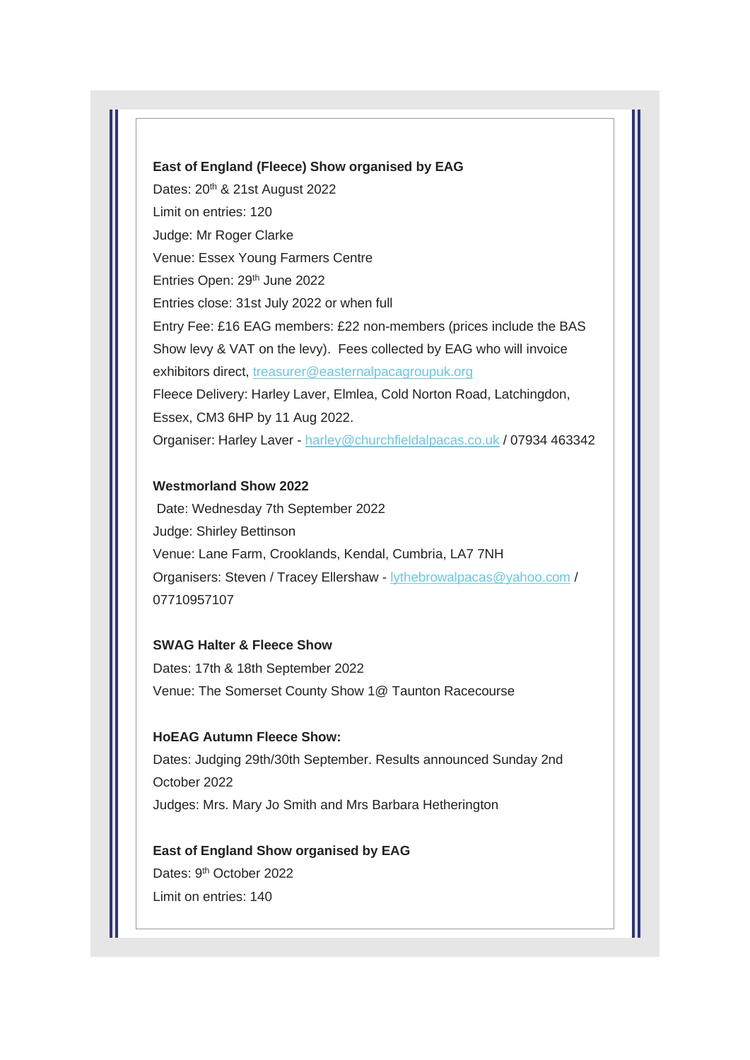**East of England (Fleece) Show organised by EAG**
Dates: 20th & 21st August 2022
Limit on entries: 120
Judge: Mr Roger Clarke
Venue: Essex Young Farmers Centre
Entries Open: 29th June 2022
Entries close: 31st July 2022 or when full
Entry Fee: £16 EAG members: £22 non-members (prices include the BAS Show levy & VAT on the levy). Fees collected by EAG who will invoice exhibitors direct, treasurer@easternalpacagroupuk.org
Fleece Delivery: Harley Laver, Elmlea, Cold Norton Road, Latchingdon, Essex, CM3 6HP by 11 Aug 2022.
Organiser: Harley Laver - harley@churchfieldalpacas.co.uk / 07934 463342

**Westmorland Show 2022**
Date: Wednesday 7th September 2022
Judge: Shirley Bettinson
Venue: Lane Farm, Crooklands, Kendal, Cumbria, LA7 7NH
Organisers: Steven / Tracey Ellershaw - lythebrowalpacas@yahoo.com / 07710957107

**SWAG Halter & Fleece Show**
Dates: 17th & 18th September 2022
Venue: The Somerset County Show 1@ Taunton Racecourse

**HoEAG Autumn Fleece Show:**
Dates: Judging 29th/30th September. Results announced Sunday 2nd October 2022
Judges: Mrs. Mary Jo Smith and Mrs Barbara Hetherington

**East of England Show organised by EAG**
Dates: 9th October 2022
Limit on entries: 140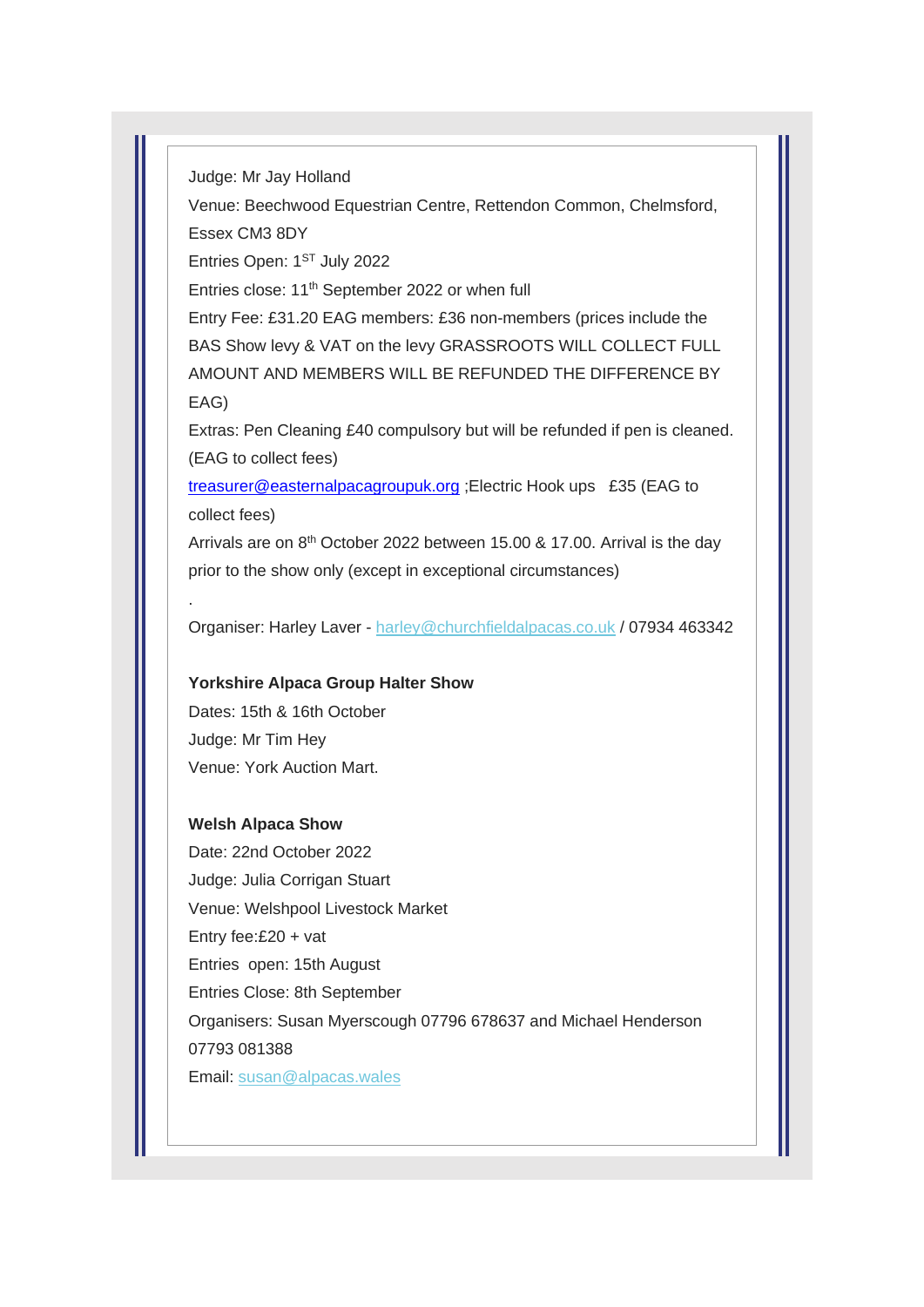Judge: Mr Jay Holland

Venue: Beechwood Equestrian Centre, Rettendon Common, Chelmsford, Essex CM3 8DY

Entries Open: 1ST July 2022

Entries close: 11th September 2022 or when full

Entry Fee: £31.20 EAG members: £36 non-members (prices include the BAS Show levy & VAT on the levy GRASSROOTS WILL COLLECT FULL AMOUNT AND MEMBERS WILL BE REFUNDED THE DIFFERENCE BY EAG)

Extras: Pen Cleaning £40 compulsory but will be refunded if pen is cleaned. (EAG to collect fees)

treasurer@easternalpacagroupuk.org ;Electric Hook ups £35 (EAG to collect fees)

Arrivals are on 8th October 2022 between 15.00 & 17.00. Arrival is the day prior to the show only (except in exceptional circumstances)

.

Organiser: Harley Laver - harley@churchfieldalpacas.co.uk / 07934 463342

**Yorkshire Alpaca Group Halter Show**

Dates: 15th & 16th October

Judge: Mr Tim Hey

Venue: York Auction Mart.

**Welsh Alpaca Show**

Date: 22nd October 2022

Judge: Julia Corrigan Stuart

Venue: Welshpool Livestock Market

Entry fee:£20 + vat

Entries open: 15th August

Entries Close: 8th September

Organisers: Susan Myerscough 07796 678637 and Michael Henderson 07793 081388

Email: susan@alpacas.wales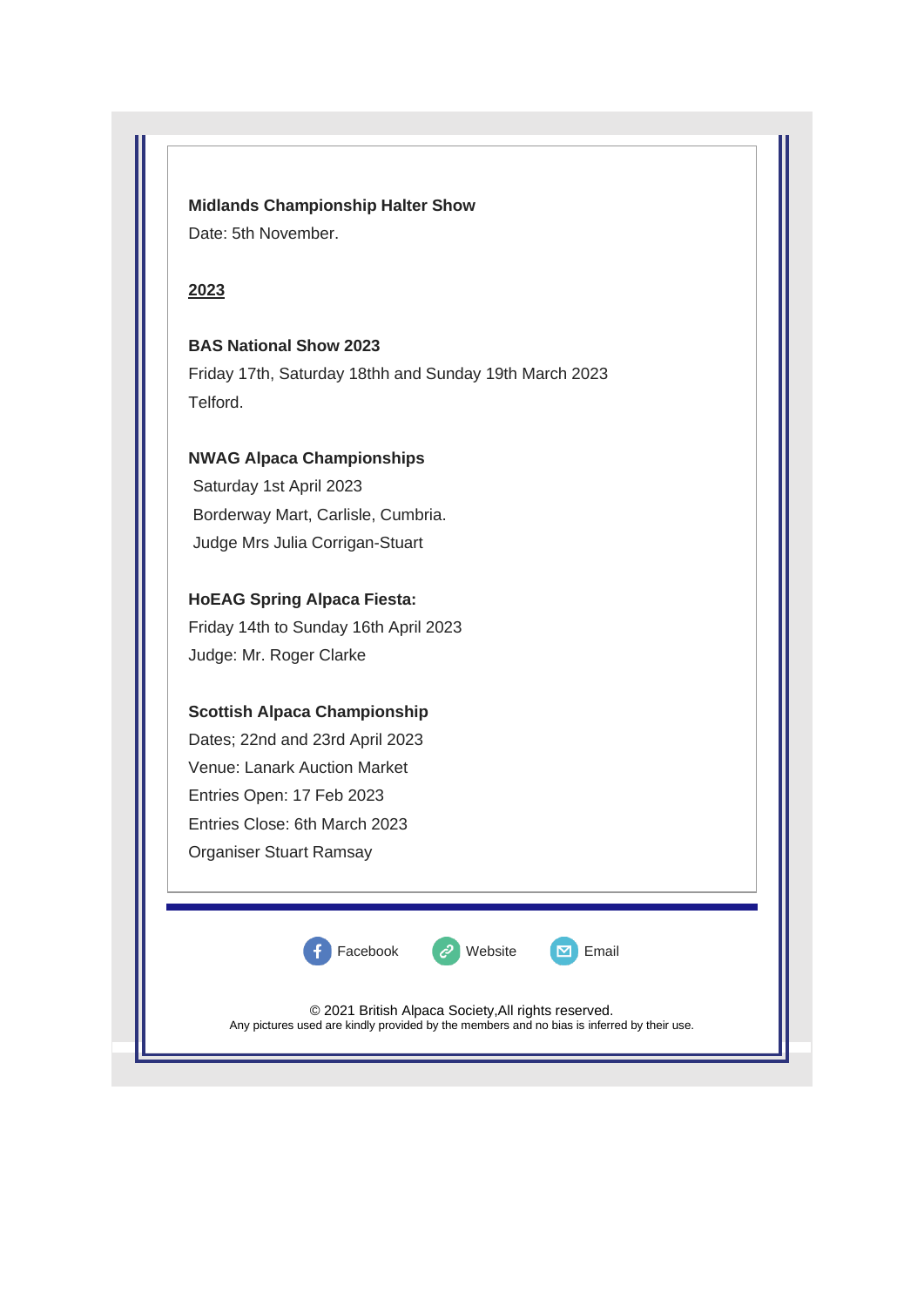**Midlands Championship Halter Show**

Date: 5th November.

**2023**

**BAS National Show 2023**

Friday 17th, Saturday 18thh and Sunday 19th March 2023

Telford.

**NWAG Alpaca Championships**

Saturday 1st April 2023

Borderway Mart, Carlisle, Cumbria.

Judge Mrs Julia Corrigan-Stuart

**HoEAG Spring Alpaca Fiesta:**

Friday 14th to Sunday 16th April 2023

Judge: Mr. Roger Clarke

**Scottish Alpaca Championship**

Dates; 22nd and 23rd April 2023

Venue: Lanark Auction Market

Entries Open: 17 Feb 2023

Entries Close: 6th March 2023

Organiser Stuart Ramsay

Facebook Website Email

© 2021 British Alpaca Society,All rights reserved.

Any pictures used are kindly provided by the members and no bias is inferred by their use.